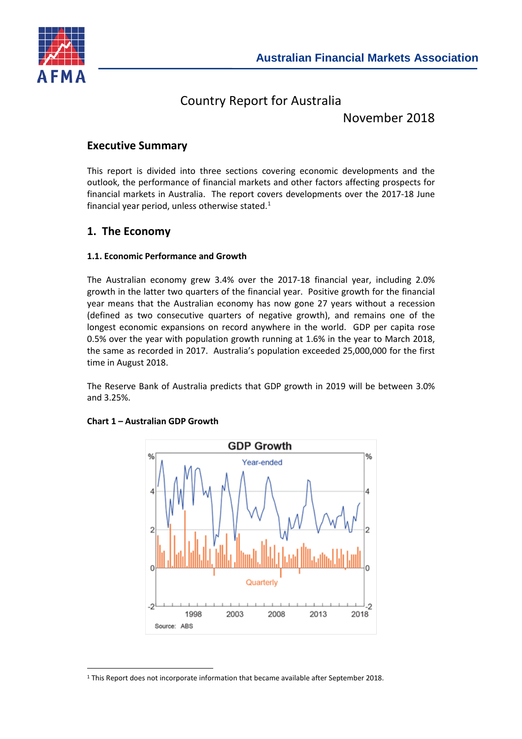# Country Report for Australia

November 2018

## Executive Summary

This report is divided into three sections covering economic developments and the outlook, the performance of financial markets and other factors affecting prospects for financial markets in Australia. The report covers developments over the 2017-18 June financial year period, unless otherwise stated.[1]

## 1. The Economy

### 1.1. Economic Performance and Growth

The Australian economy grew 3.4% over the 2017-18 financial year, including 2.0% growth in the latter two quarters of the financial year. Positive growth for the financial year means that the Australian economy has now gone 27 years without a recession (defined as two consecutive quarters of negative growth), and remains one of the longest economic expansions on record anywhere in the world. GDP per capita rose 0.5% over the year with population growth running at 1.6% in the year to March 2018, the same as recorded in 2017. Australia's population exceeded 25,000,000 for the first time in August 2018.

The Reserve Bank of Australia predicts that GDP growth in 2019 will be between 3.0% and 3.25%.

**Chart 1 – Australian GDP Growth**

GDP Growth

Source: ABS

---

[1] This Report does not incorporate information that became available after September 2018.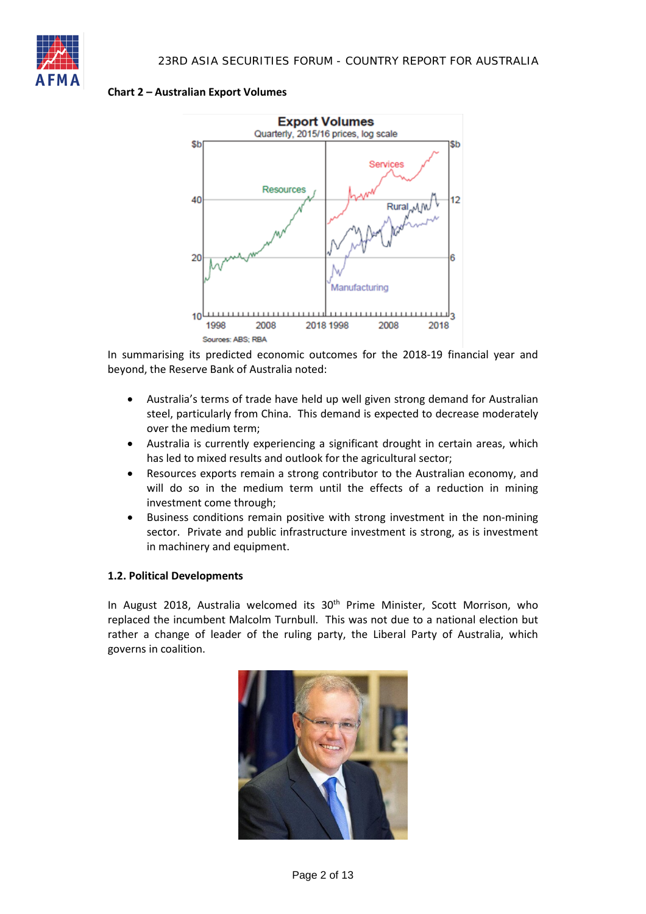**Chart 2 – Australian Export Volumes**

In summarising its predicted economic outcomes for the 2018-19 financial year and beyond, the Reserve Bank of Australia noted:

- Australia's terms of trade have held up well given strong demand for Australian steel, particularly from China. This demand is expected to decrease moderately over the medium term;
- Australia is currently experiencing a significant drought in certain areas, which has led to mixed results and outlook for the agricultural sector;
- Resources exports remain a strong contributor to the Australian economy, and will do so in the medium term until the effects of a reduction in mining investment come through;
- Business conditions remain positive with strong investment in the non-mining sector. Private and public infrastructure investment is strong, as is investment in machinery and equipment.

### 1.2. Political Developments

In August 2018, Australia welcomed its 30th Prime Minister, Scott Morrison, who replaced the incumbent Malcolm Turnbull. This was not due to a national election but rather a change of leader of the ruling party, the Liberal Party of Australia, which governs in coalition.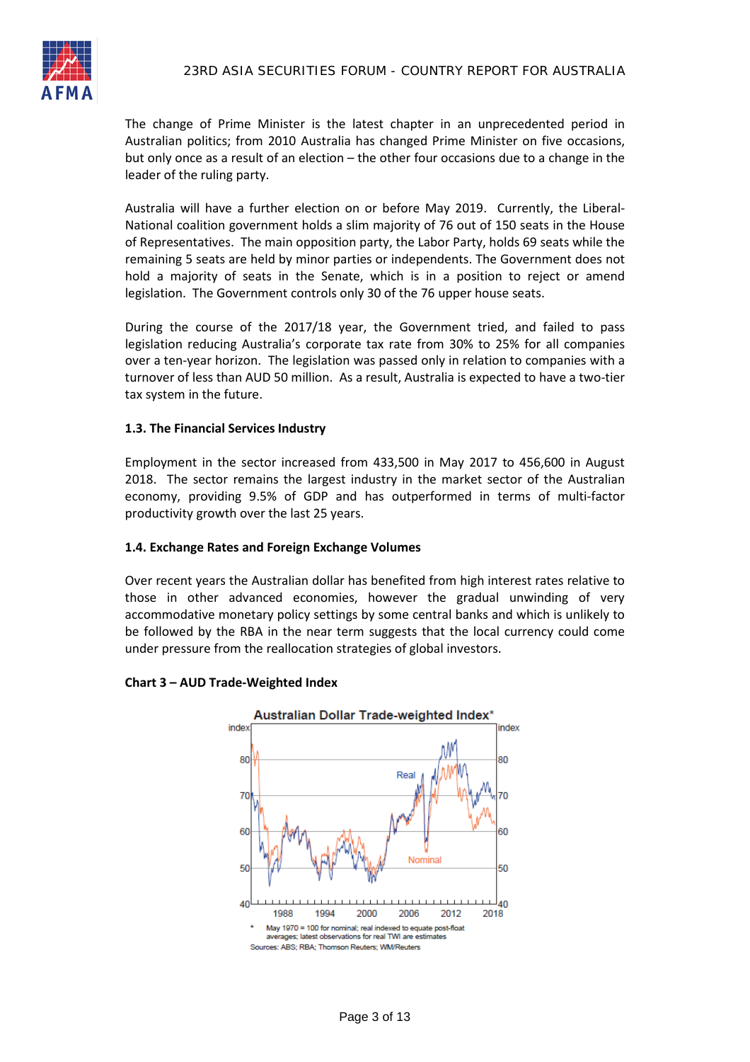The change of Prime Minister is the latest chapter in an unprecedented period in Australian politics; from 2010 Australia has changed Prime Minister on five occasions, but only once as a result of an election – the other four occasions due to a change in the leader of the ruling party.

Australia will have a further election on or before May 2019. Currently, the Liberal-National coalition government holds a slim majority of 76 out of 150 seats in the House of Representatives. The main opposition party, the Labor Party, holds 69 seats while the remaining 5 seats are held by minor parties or independents. The Government does not hold a majority of seats in the Senate, which is in a position to reject or amend legislation. The Government controls only 30 of the 76 upper house seats.

During the course of the 2017/18 year, the Government tried, and failed to pass legislation reducing Australia's corporate tax rate from 30% to 25% for all companies over a ten-year horizon. The legislation was passed only in relation to companies with a turnover of less than AUD 50 million. As a result, Australia is expected to have a two-tier tax system in the future.

**1.3. The Financial Services Industry**

Employment in the sector increased from 433,500 in May 2017 to 456,600 in August 2018. The sector remains the largest industry in the market sector of the Australian economy, providing 9.5% of GDP and has outperformed in terms of multi-factor productivity growth over the last 25 years.

**1.4. Exchange Rates and Foreign Exchange Volumes**

Over recent years the Australian dollar has benefited from high interest rates relative to those in other advanced economies, however the gradual unwinding of very accommodative monetary policy settings by some central banks and which is unlikely to be followed by the RBA in the near term suggests that the local currency could come under pressure from the reallocation strategies of global investors.

**Chart 3 – AUD Trade-Weighted Index**

Australian Dollar Trade-weighted Index*

\* May 1970 = 100 for nominal; real indexed to equate post-float averages; latest observations for real TWI are estimates

Sources: ABS; RBA; Thomson Reuters; WM/Reuters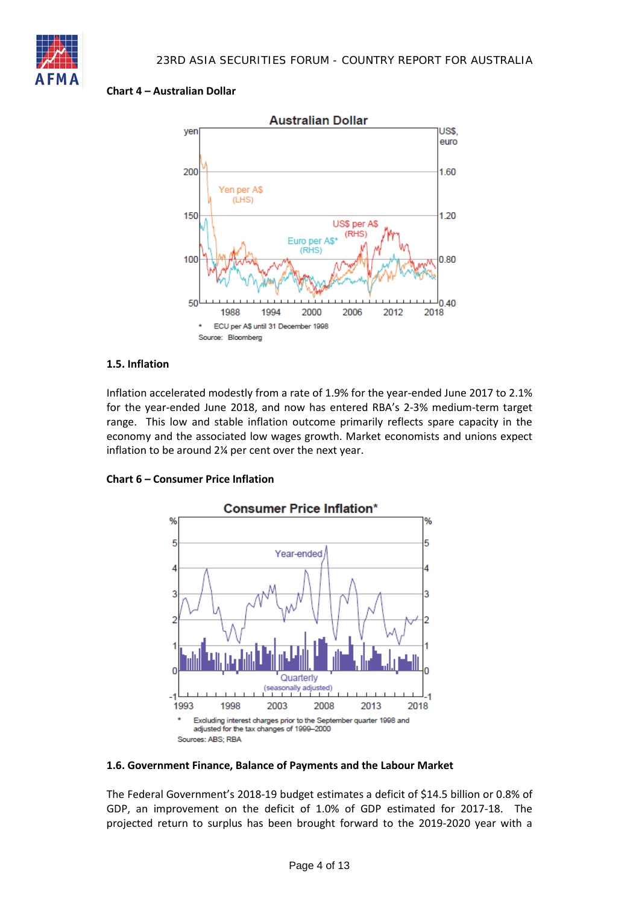**Chart 4 – Australian Dollar**

**1.5. Inflation**

Inflation accelerated modestly from a rate of 1.9% for the year-ended June 2017 to 2.1% for the year-ended June 2018, and now has entered RBA's 2-3% medium-term target range. This low and stable inflation outcome primarily reflects spare capacity in the economy and the associated low wages growth. Market economists and unions expect inflation to be around 2¼ per cent over the next year.

**Chart 6 – Consumer Price Inflation**

**1.6. Government Finance, Balance of Payments and the Labour Market**

The Federal Government's 2018-19 budget estimates a deficit of $14.5 billion or 0.8% of GDP, an improvement on the deficit of 1.0% of GDP estimated for 2017-18. The projected return to surplus has been brought forward to the 2019-2020 year with a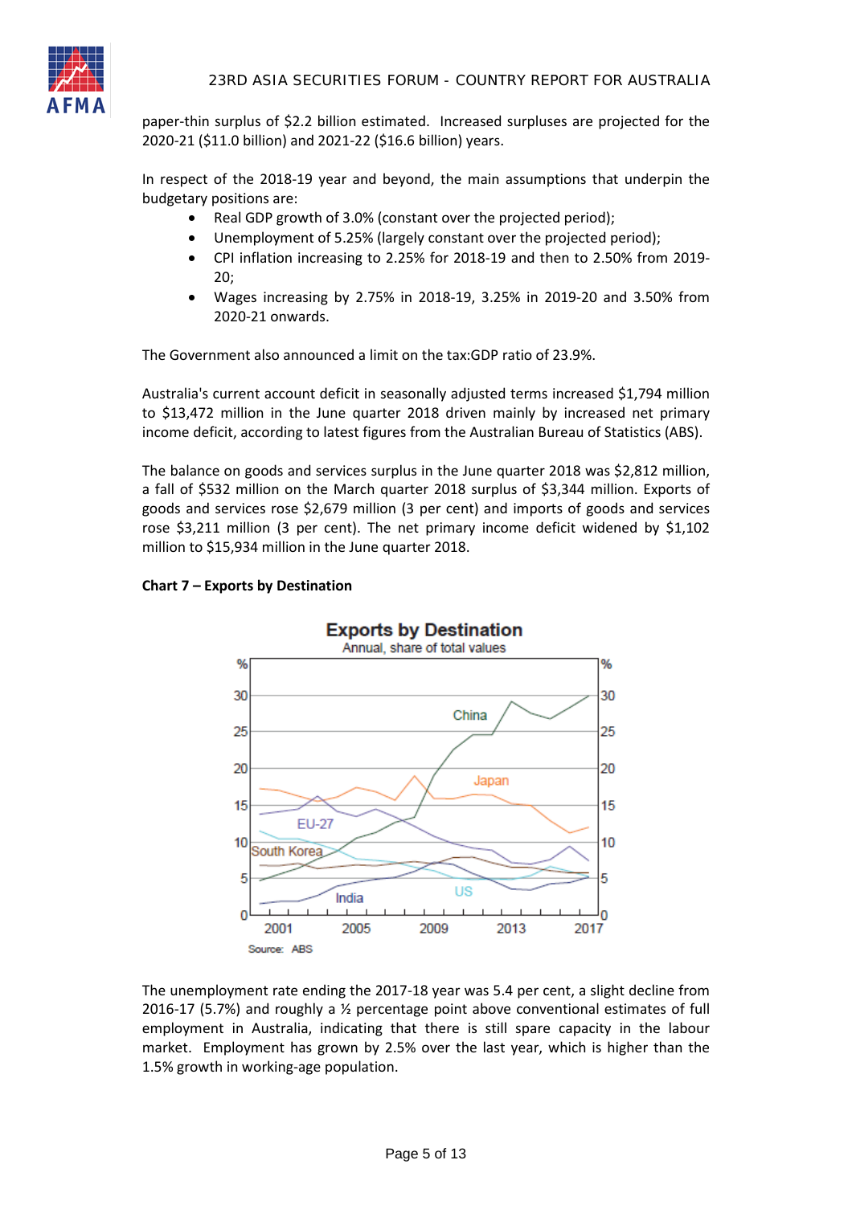paper-thin surplus of $2.2 billion estimated. Increased surpluses are projected for the 2020-21 ($11.0 billion) and 2021-22 ($16.6 billion) years.

In respect of the 2018-19 year and beyond, the main assumptions that underpin the budgetary positions are:

- Real GDP growth of 3.0% (constant over the projected period);
- Unemployment of 5.25% (largely constant over the projected period);
- CPI inflation increasing to 2.25% for 2018-19 and then to 2.50% from 2019-20;
- Wages increasing by 2.75% in 2018-19, 3.25% in 2019-20 and 3.50% from 2020-21 onwards.

The Government also announced a limit on the tax:GDP ratio of 23.9%.

Australia's current account deficit in seasonally adjusted terms increased $1,794 million to $13,472 million in the June quarter 2018 driven mainly by increased net primary income deficit, according to latest figures from the Australian Bureau of Statistics (ABS).

The balance on goods and services surplus in the June quarter 2018 was $2,812 million, a fall of $532 million on the March quarter 2018 surplus of $3,344 million. Exports of goods and services rose $2,679 million (3 per cent) and imports of goods and services rose $3,211 million (3 per cent). The net primary income deficit widened by $1,102 million to $15,934 million in the June quarter 2018.

**Chart 7 – Exports by Destination**

Exports by Destination
Annual, share of total values

Source: ABS

The unemployment rate ending the 2017-18 year was 5.4 per cent, a slight decline from 2016-17 (5.7%) and roughly a ½ percentage point above conventional estimates of full employment in Australia, indicating that there is still spare capacity in the labour market. Employment has grown by 2.5% over the last year, which is higher than the 1.5% growth in working-age population.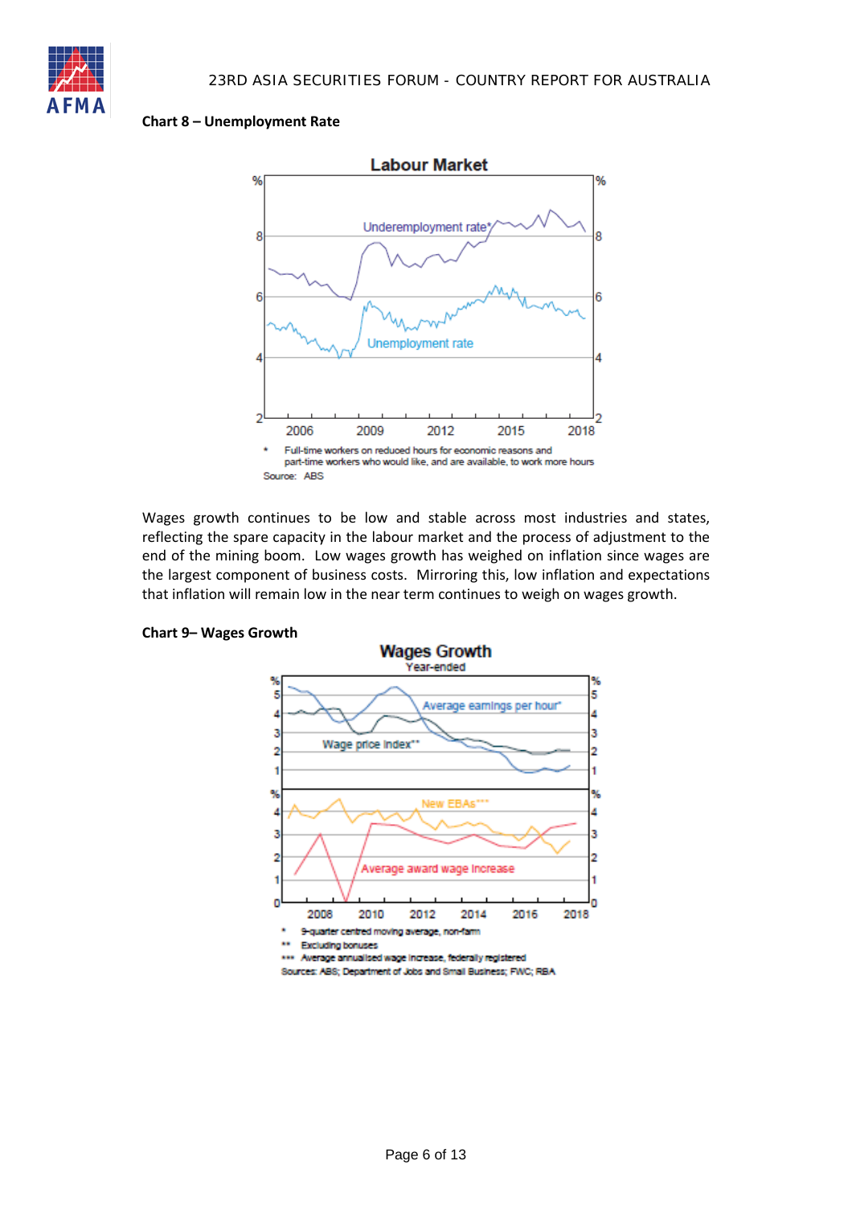**Chart 8 – Unemployment Rate**

**Chart 9– Wages Growth**

Wages growth continues to be low and stable across most industries and states, reflecting the spare capacity in the labour market and the process of adjustment to the end of the mining boom. Low wages growth has weighed on inflation since wages are the largest component of business costs. Mirroring this, low inflation and expectations that inflation will remain low in the near term continues to weigh on wages growth.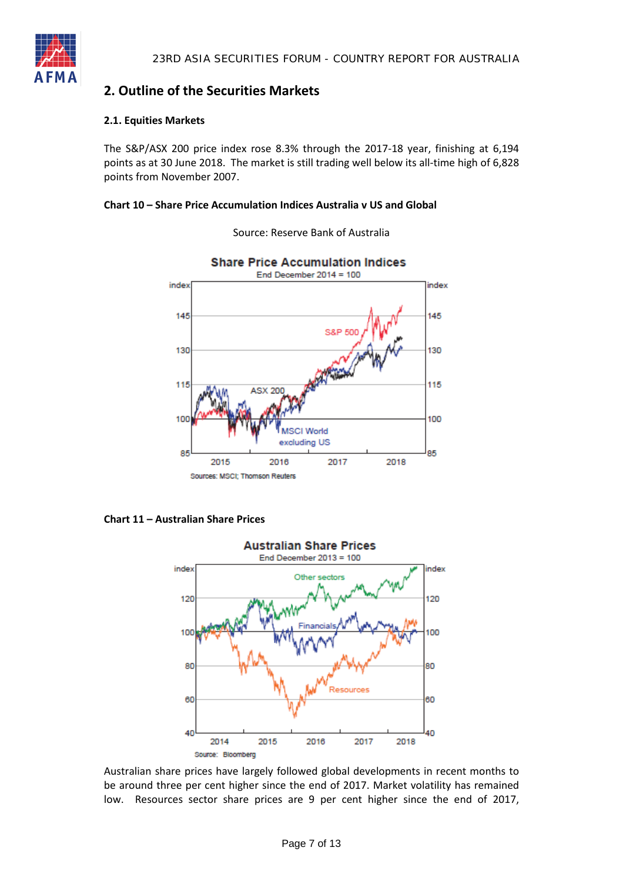## 2. Outline of the Securities Markets

### 2.1. Equities Markets

The S&P/ASX 200 price index rose 8.3% through the 2017-18 year, finishing at 6,194 points as at 30 June 2018. The market is still trading well below its all-time high of 6,828 points from November 2007.

**Chart 10 – Share Price Accumulation Indices Australia v US and Global**

Source: Reserve Bank of Australia

**Chart 11 – Australian Share Prices**

Australian share prices have largely followed global developments in recent months to be around three per cent higher since the end of 2017. Market volatility has remained low. Resources sector share prices are 9 per cent higher since the end of 2017,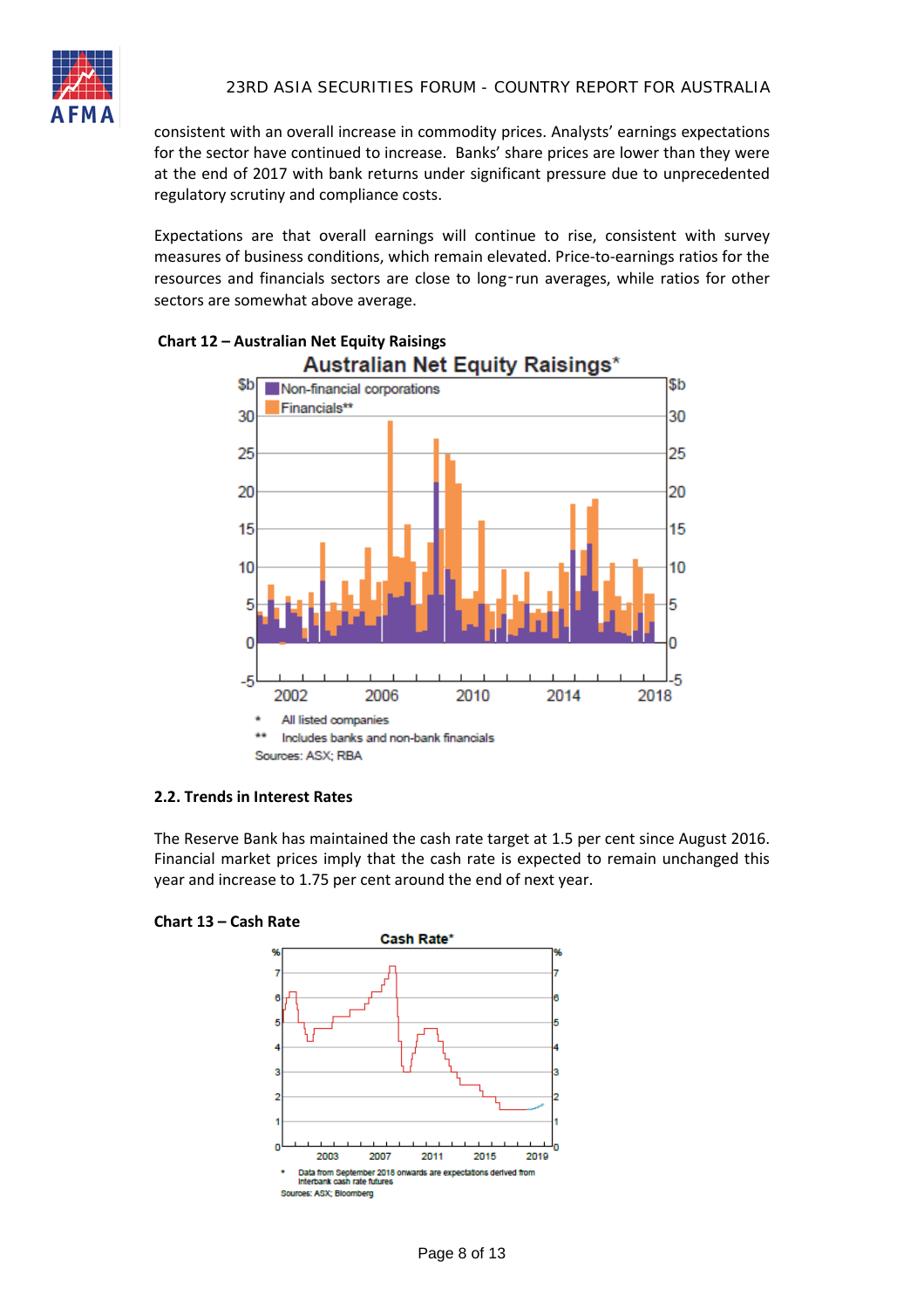consistent with an overall increase in commodity prices. Analysts' earnings expectations for the sector have continued to increase. Banks' share prices are lower than they were at the end of 2017 with bank returns under significant pressure due to unprecedented regulatory scrutiny and compliance costs.

Expectations are that overall earnings will continue to rise, consistent with survey measures of business conditions, which remain elevated. Price-to-earnings ratios for the resources and financials sectors are close to long-run averages, while ratios for other sectors are somewhat above average.

**Chart 12 – Australian Net Equity Raisings**

Australian Net Equity Raisings*

\* All listed companies

\*\* Includes banks and non-bank financials

Sources: ASX; RBA

### 2.2. Trends in Interest Rates

The Reserve Bank has maintained the cash rate target at 1.5 per cent since August 2016. Financial market prices imply that the cash rate is expected to remain unchanged this year and increase to 1.75 per cent around the end of next year.

**Chart 13 – Cash Rate**

Cash Rate*

\* Data from September 2018 onwards are expectations derived from interbank cash rate futures

Sources: ASX; Bloomberg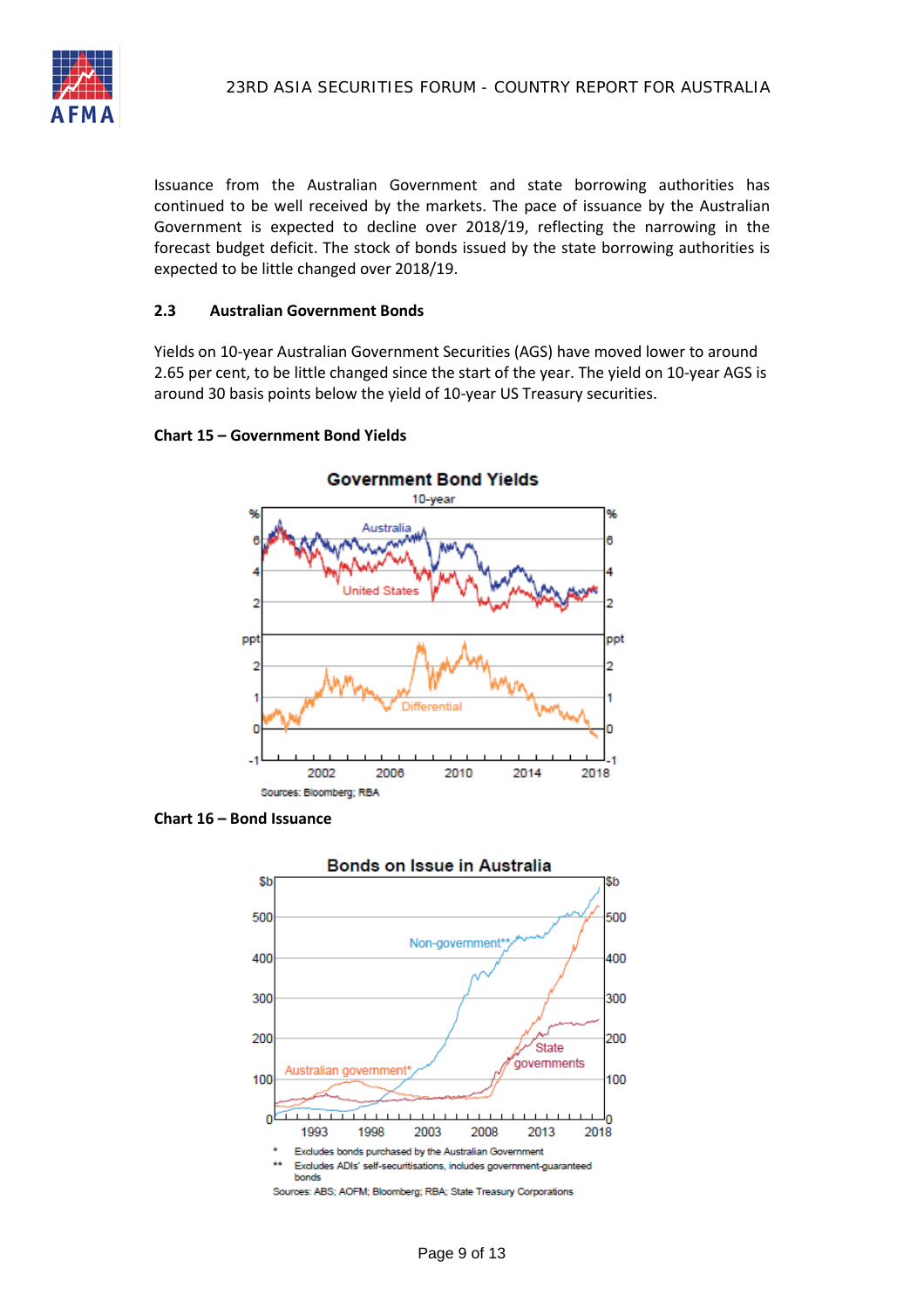Issuance from the Australian Government and state borrowing authorities has continued to be well received by the markets. The pace of issuance by the Australian Government is expected to decline over 2018/19, reflecting the narrowing in the forecast budget deficit. The stock of bonds issued by the state borrowing authorities is expected to be little changed over 2018/19.

### 2.3 Australian Government Bonds

Yields on 10-year Australian Government Securities (AGS) have moved lower to around 2.65 per cent, to be little changed since the start of the year. The yield on 10-year AGS is around 30 basis points below the yield of 10-year US Treasury securities.

**Chart 15 – Government Bond Yields**

**Chart 16 – Bond Issuance**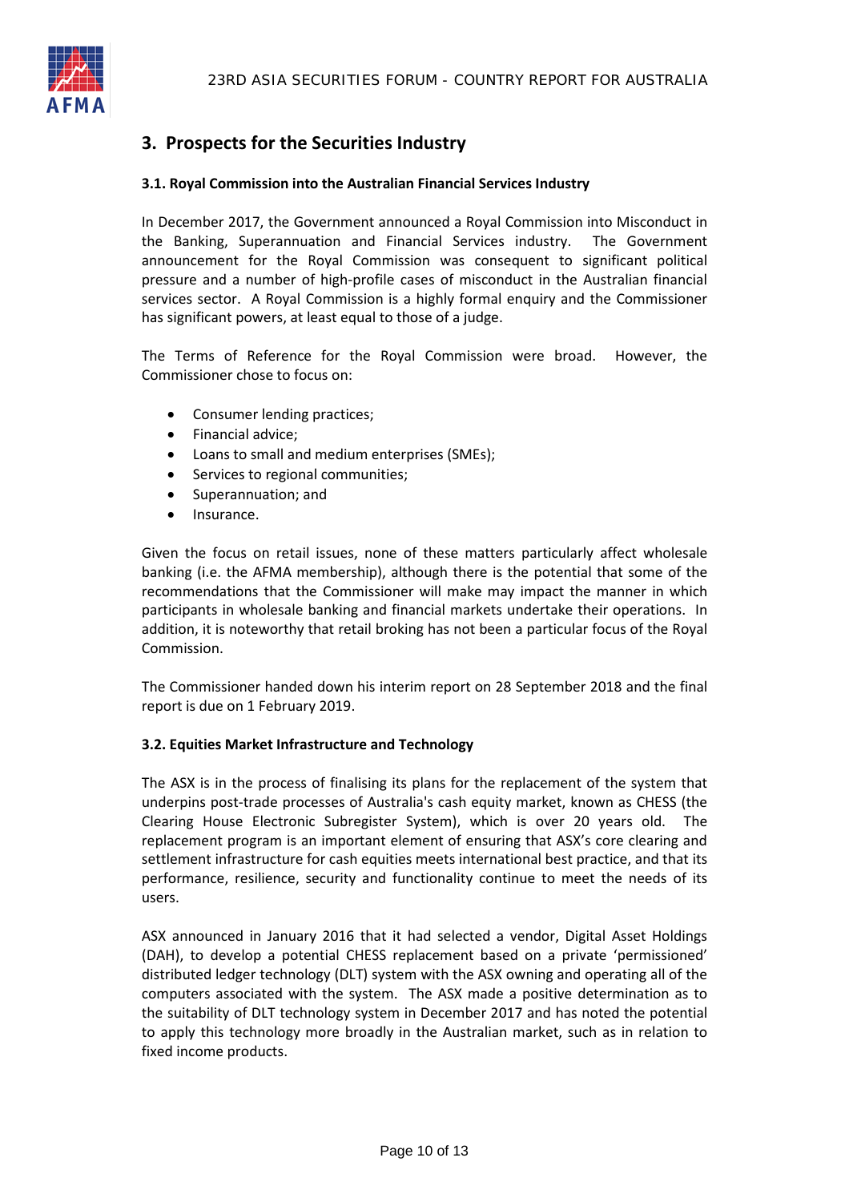## 3. Prospects for the Securities Industry

### 3.1. Royal Commission into the Australian Financial Services Industry

In December 2017, the Government announced a Royal Commission into Misconduct in the Banking, Superannuation and Financial Services industry. The Government announcement for the Royal Commission was consequent to significant political pressure and a number of high-profile cases of misconduct in the Australian financial services sector. A Royal Commission is a highly formal enquiry and the Commissioner has significant powers, at least equal to those of a judge.

The Terms of Reference for the Royal Commission were broad. However, the Commissioner chose to focus on:

- Consumer lending practices;
- Financial advice;
- Loans to small and medium enterprises (SMEs);
- Services to regional communities;
- Superannuation; and
- Insurance.

Given the focus on retail issues, none of these matters particularly affect wholesale banking (i.e. the AFMA membership), although there is the potential that some of the recommendations that the Commissioner will make may impact the manner in which participants in wholesale banking and financial markets undertake their operations. In addition, it is noteworthy that retail broking has not been a particular focus of the Royal Commission.

The Commissioner handed down his interim report on 28 September 2018 and the final report is due on 1 February 2019.

### 3.2. Equities Market Infrastructure and Technology

The ASX is in the process of finalising its plans for the replacement of the system that underpins post-trade processes of Australia's cash equity market, known as CHESS (the Clearing House Electronic Subregister System), which is over 20 years old. The replacement program is an important element of ensuring that ASX's core clearing and settlement infrastructure for cash equities meets international best practice, and that its performance, resilience, security and functionality continue to meet the needs of its users.

ASX announced in January 2016 that it had selected a vendor, Digital Asset Holdings (DAH), to develop a potential CHESS replacement based on a private 'permissioned' distributed ledger technology (DLT) system with the ASX owning and operating all of the computers associated with the system. The ASX made a positive determination as to the suitability of DLT technology system in December 2017 and has noted the potential to apply this technology more broadly in the Australian market, such as in relation to fixed income products.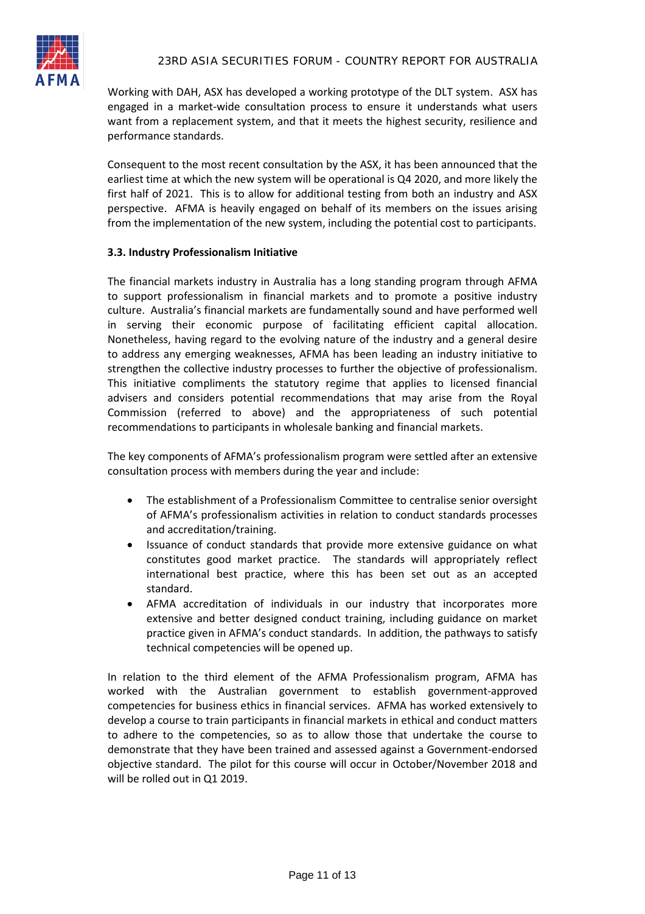Working with DAH, ASX has developed a working prototype of the DLT system. ASX has engaged in a market-wide consultation process to ensure it understands what users want from a replacement system, and that it meets the highest security, resilience and performance standards.

Consequent to the most recent consultation by the ASX, it has been announced that the earliest time at which the new system will be operational is Q4 2020, and more likely the first half of 2021. This is to allow for additional testing from both an industry and ASX perspective. AFMA is heavily engaged on behalf of its members on the issues arising from the implementation of the new system, including the potential cost to participants.

### 3.3. Industry Professionalism Initiative

The financial markets industry in Australia has a long standing program through AFMA to support professionalism in financial markets and to promote a positive industry culture. Australia's financial markets are fundamentally sound and have performed well in serving their economic purpose of facilitating efficient capital allocation. Nonetheless, having regard to the evolving nature of the industry and a general desire to address any emerging weaknesses, AFMA has been leading an industry initiative to strengthen the collective industry processes to further the objective of professionalism. This initiative compliments the statutory regime that applies to licensed financial advisers and considers potential recommendations that may arise from the Royal Commission (referred to above) and the appropriateness of such potential recommendations to participants in wholesale banking and financial markets.

The key components of AFMA's professionalism program were settled after an extensive consultation process with members during the year and include:

- The establishment of a Professionalism Committee to centralise senior oversight of AFMA's professionalism activities in relation to conduct standards processes and accreditation/training.
- Issuance of conduct standards that provide more extensive guidance on what constitutes good market practice. The standards will appropriately reflect international best practice, where this has been set out as an accepted standard.
- AFMA accreditation of individuals in our industry that incorporates more extensive and better designed conduct training, including guidance on market practice given in AFMA's conduct standards. In addition, the pathways to satisfy technical competencies will be opened up.

In relation to the third element of the AFMA Professionalism program, AFMA has worked with the Australian government to establish government-approved competencies for business ethics in financial services. AFMA has worked extensively to develop a course to train participants in financial markets in ethical and conduct matters to adhere to the competencies, so as to allow those that undertake the course to demonstrate that they have been trained and assessed against a Government-endorsed objective standard. The pilot for this course will occur in October/November 2018 and will be rolled out in Q1 2019.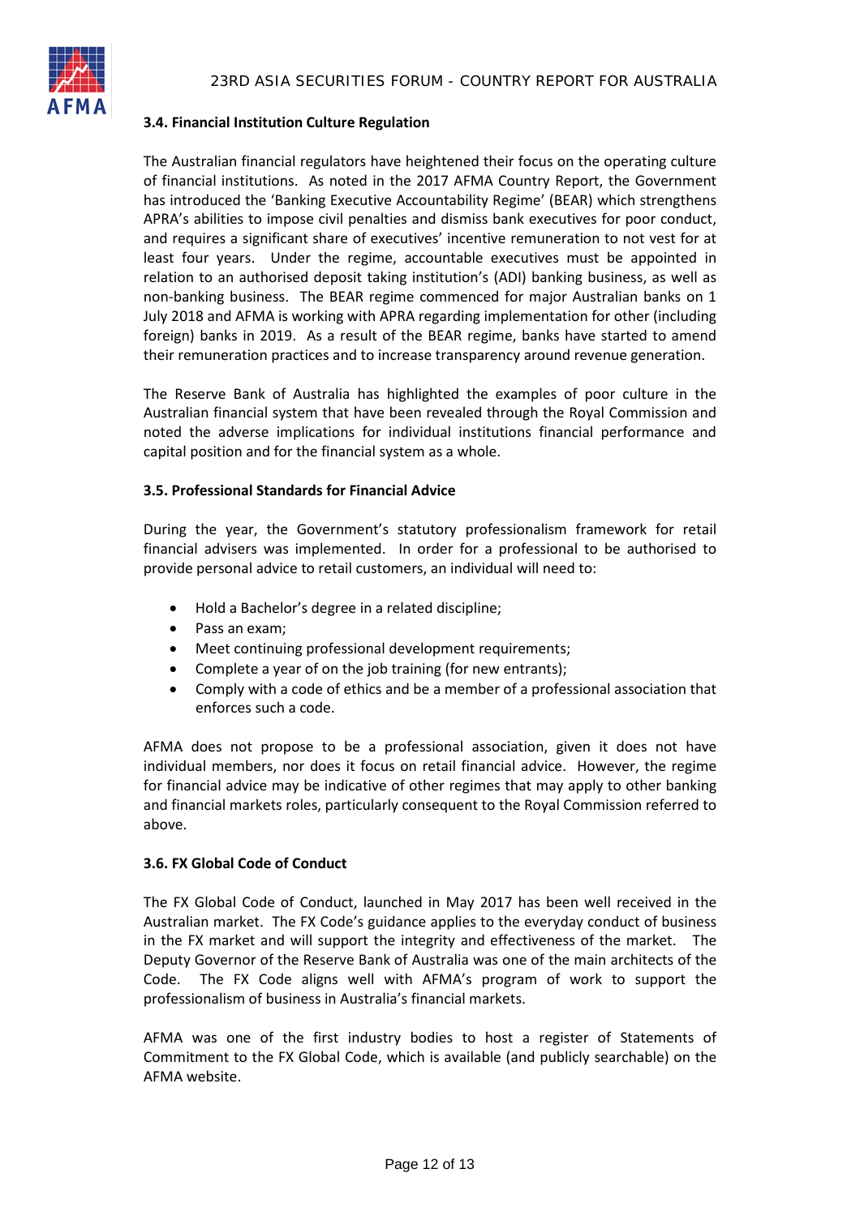### 3.4. Financial Institution Culture Regulation

The Australian financial regulators have heightened their focus on the operating culture of financial institutions. As noted in the 2017 AFMA Country Report, the Government has introduced the 'Banking Executive Accountability Regime' (BEAR) which strengthens APRA's abilities to impose civil penalties and dismiss bank executives for poor conduct, and requires a significant share of executives' incentive remuneration to not vest for at least four years. Under the regime, accountable executives must be appointed in relation to an authorised deposit taking institution's (ADI) banking business, as well as non-banking business. The BEAR regime commenced for major Australian banks on 1 July 2018 and AFMA is working with APRA regarding implementation for other (including foreign) banks in 2019. As a result of the BEAR regime, banks have started to amend their remuneration practices and to increase transparency around revenue generation.

The Reserve Bank of Australia has highlighted the examples of poor culture in the Australian financial system that have been revealed through the Royal Commission and noted the adverse implications for individual institutions financial performance and capital position and for the financial system as a whole.

### 3.5. Professional Standards for Financial Advice

During the year, the Government's statutory professionalism framework for retail financial advisers was implemented. In order for a professional to be authorised to provide personal advice to retail customers, an individual will need to:

- Hold a Bachelor's degree in a related discipline;
- Pass an exam;
- Meet continuing professional development requirements;
- Complete a year of on the job training (for new entrants);
- Comply with a code of ethics and be a member of a professional association that enforces such a code.

AFMA does not propose to be a professional association, given it does not have individual members, nor does it focus on retail financial advice. However, the regime for financial advice may be indicative of other regimes that may apply to other banking and financial markets roles, particularly consequent to the Royal Commission referred to above.

### 3.6. FX Global Code of Conduct

The FX Global Code of Conduct, launched in May 2017 has been well received in the Australian market. The FX Code's guidance applies to the everyday conduct of business in the FX market and will support the integrity and effectiveness of the market. The Deputy Governor of the Reserve Bank of Australia was one of the main architects of the Code. The FX Code aligns well with AFMA's program of work to support the professionalism of business in Australia's financial markets.

AFMA was one of the first industry bodies to host a register of Statements of Commitment to the FX Global Code, which is available (and publicly searchable) on the AFMA website.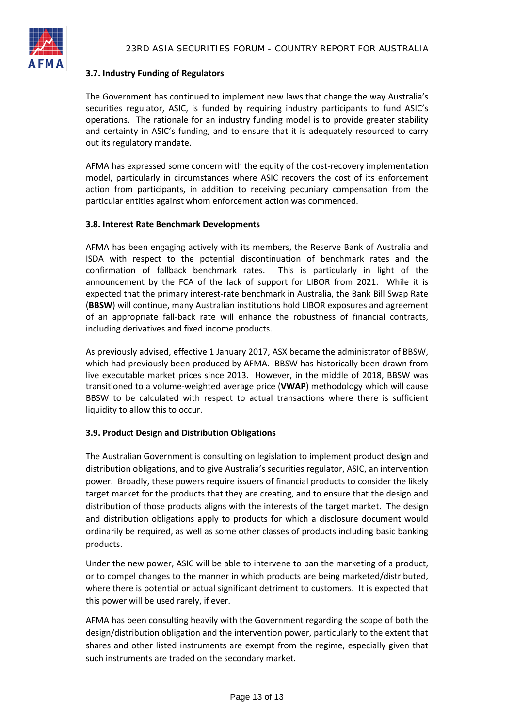### 3.7. Industry Funding of Regulators

The Government has continued to implement new laws that change the way Australia's securities regulator, ASIC, is funded by requiring industry participants to fund ASIC's operations. The rationale for an industry funding model is to provide greater stability and certainty in ASIC's funding, and to ensure that it is adequately resourced to carry out its regulatory mandate.

AFMA has expressed some concern with the equity of the cost-recovery implementation model, particularly in circumstances where ASIC recovers the cost of its enforcement action from participants, in addition to receiving pecuniary compensation from the particular entities against whom enforcement action was commenced.

### 3.8. Interest Rate Benchmark Developments

AFMA has been engaging actively with its members, the Reserve Bank of Australia and ISDA with respect to the potential discontinuation of benchmark rates and the confirmation of fallback benchmark rates. This is particularly in light of the announcement by the FCA of the lack of support for LIBOR from 2021. While it is expected that the primary interest-rate benchmark in Australia, the Bank Bill Swap Rate (**BBSW**) will continue, many Australian institutions hold LIBOR exposures and agreement of an appropriate fall-back rate will enhance the robustness of financial contracts, including derivatives and fixed income products.

As previously advised, effective 1 January 2017, ASX became the administrator of BBSW, which had previously been produced by AFMA. BBSW has historically been drawn from live executable market prices since 2013. However, in the middle of 2018, BBSW was transitioned to a volume-weighted average price (**VWAP**) methodology which will cause BBSW to be calculated with respect to actual transactions where there is sufficient liquidity to allow this to occur.

### 3.9. Product Design and Distribution Obligations

The Australian Government is consulting on legislation to implement product design and distribution obligations, and to give Australia's securities regulator, ASIC, an intervention power. Broadly, these powers require issuers of financial products to consider the likely target market for the products that they are creating, and to ensure that the design and distribution of those products aligns with the interests of the target market. The design and distribution obligations apply to products for which a disclosure document would ordinarily be required, as well as some other classes of products including basic banking products.

Under the new power, ASIC will be able to intervene to ban the marketing of a product, or to compel changes to the manner in which products are being marketed/distributed, where there is potential or actual significant detriment to customers. It is expected that this power will be used rarely, if ever.

AFMA has been consulting heavily with the Government regarding the scope of both the design/distribution obligation and the intervention power, particularly to the extent that shares and other listed instruments are exempt from the regime, especially given that such instruments are traded on the secondary market.